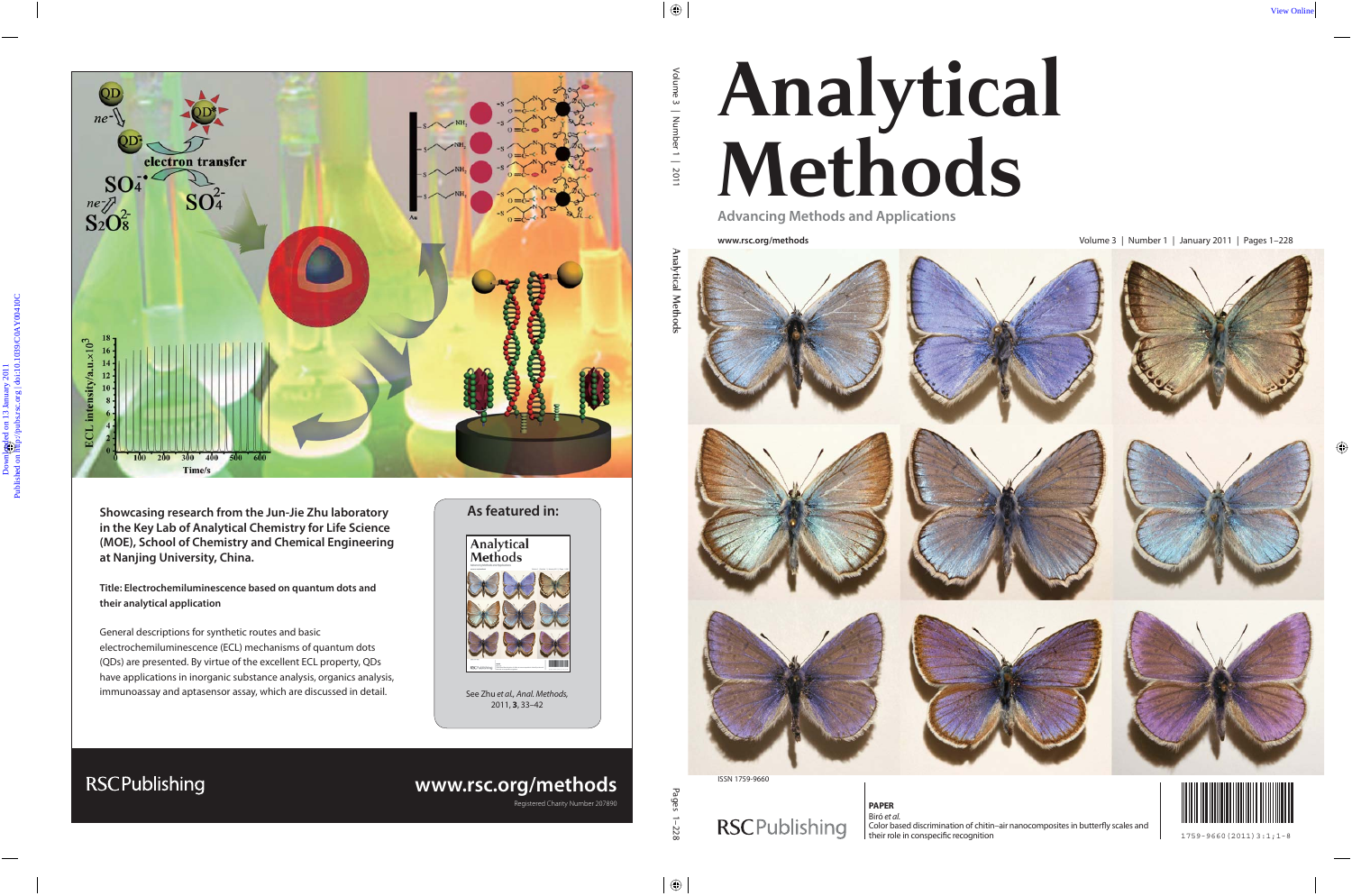Showcasing research from the Jun-Jie Zhu laboratory in the Key Lab of Analytical Chemistry for Life Science (MOE), School of Chemistry and Chemical Engineering at Nanjing University, China.

**Title: Electrochemiluminescence based on quantum dots and their analytical application**

General descriptions for synthetic routes and basic electrochemiluminescence (ECL) mechanisms of quantum dots (QDs) are presented. By virtue of the excellent ECL property, QDs have applications in inorganic substance analysis, organics analysis, immunoassay and aptasensor assay, which are discussed in detail.

## As featured in:

See Zhu *et al.*, *Anal. Methods*, 2011, **3**, 33–42

RSCPublishing

www.rsc.org/methods

Registered Charity Number 207890

# Analytical Methods

Advancing Methods and Applications

www.rsc.org/methods

Volume 3 | Number 1 | January 2011 | Pages 1–228

ISSN 1759-9660

RSCPublishing

**PAPER**
Biró *et al.*
Color based discrimination of chitin–air nanocomposites in butterfly scales and their role in conspecific recognition

1759-9660(2011)3:1;1-8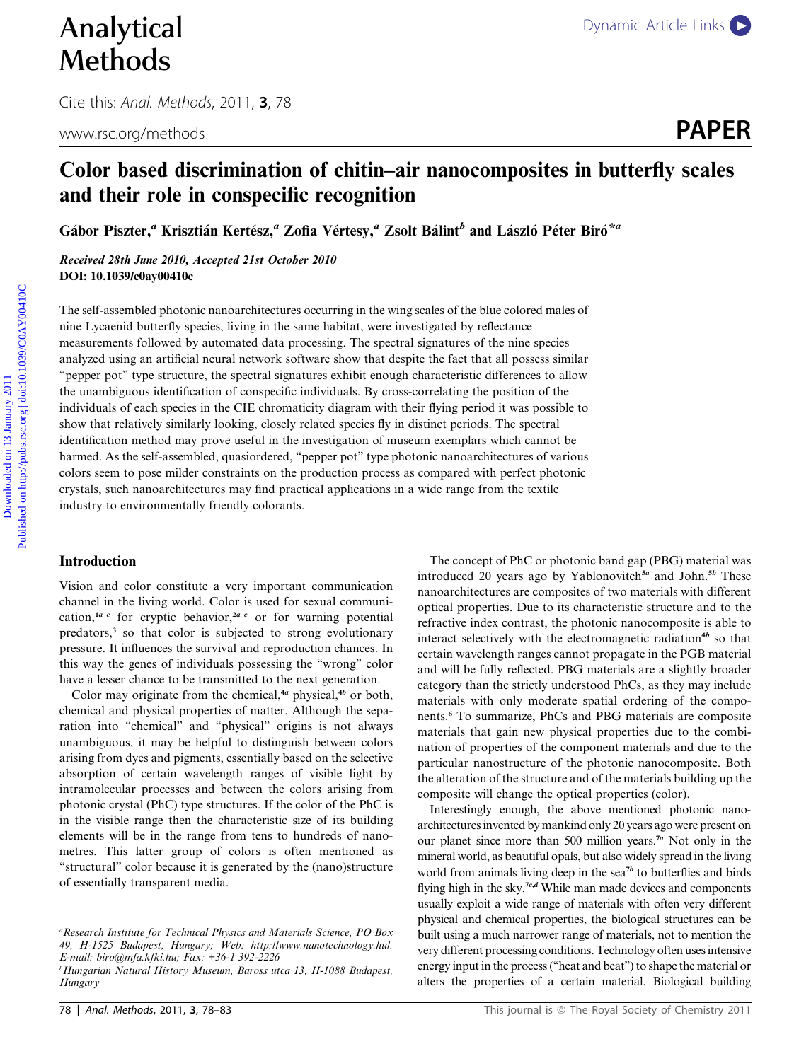# Color based discrimination of chitin–air nanocomposites in butterfly scales and their role in conspecific recognition

Gábor Piszter,[a] Krisztián Kertész,[a] Zofia Vértesy,[a] Zsolt Bálint[b] and László Péter Biró*[a]

***Received 28th June 2010, Accepted 21st October 2010***
**DOI: 10.1039/c0ay00410c**

The self-assembled photonic nanoarchitectures occurring in the wing scales of the blue colored males of nine Lycaenid butterfly species, living in the same habitat, were investigated by reflectance measurements followed by automated data processing. The spectral signatures of the nine species analyzed using an artificial neural network software show that despite the fact that all possess similar "pepper pot" type structure, the spectral signatures exhibit enough characteristic differences to allow the unambiguous identification of conspecific individuals. By cross-correlating the position of the individuals of each species in the CIE chromaticity diagram with their flying period it was possible to show that relatively similarly looking, closely related species fly in distinct periods. The spectral identification method may prove useful in the investigation of museum exemplars which cannot be harmed. As the self-assembled, quasiordered, "pepper pot" type photonic nanoarchitectures of various colors seem to pose milder constraints on the production process as compared with perfect photonic crystals, such nanoarchitectures may find practical applications in a wide range from the textile industry to environmentally friendly colorants.

## Introduction

Vision and color constitute a very important communication channel in the living world. Color is used for sexual communication,[1a–c] for cryptic behavior,[2a–c] or for warning potential predators,[3] so that color is subjected to strong evolutionary pressure. It influences the survival and reproduction chances. In this way the genes of individuals possessing the "wrong" color have a lesser chance to be transmitted to the next generation.

Color may originate from the chemical,[4a] physical,[4b] or both, chemical and physical properties of matter. Although the separation into "chemical" and "physical" origins is not always unambiguous, it may be helpful to distinguish between colors arising from dyes and pigments, essentially based on the selective absorption of certain wavelength ranges of visible light by intramolecular processes and between the colors arising from photonic crystal (PhC) type structures. If the color of the PhC is in the visible range then the characteristic size of its building elements will be in the range from tens to hundreds of nanometres. This latter group of colors is often mentioned as "structural" color because it is generated by the (nano)structure of essentially transparent media.

The concept of PhC or photonic band gap (PBG) material was introduced 20 years ago by Yablonovitch[5a] and John.[5b] These nanoarchitectures are composites of two materials with different optical properties. Due to its characteristic structure and to the refractive index contrast, the photonic nanocomposite is able to interact selectively with the electromagnetic radiation[4b] so that certain wavelength ranges cannot propagate in the PGB material and will be fully reflected. PBG materials are a slightly broader category than the strictly understood PhCs, as they may include materials with only moderate spatial ordering of the components.[6] To summarize, PhCs and PBG materials are composite materials that gain new physical properties due to the combination of properties of the component materials and due to the particular nanostructure of the photonic nanocomposite. Both the alteration of the structure and of the materials building up the composite will change the optical properties (color).

Interestingly enough, the above mentioned photonic nanoarchitectures invented by mankind only 20 years ago were present on our planet since more than 500 million years.[7a] Not only in the mineral world, as beautiful opals, but also widely spread in the living world from animals living deep in the sea[7b] to butterflies and birds flying high in the sky.[7c,d] While man made devices and components usually exploit a wide range of materials with often very different physical and chemical properties, the biological structures can be built using a much narrower range of materials, not to mention the very different processing conditions. Technology often uses intensive energy input in the process ("heat and beat") to shape the material or alters the properties of a certain material. Biological building

---

[a]Research Institute for Technical Physics and Materials Science, PO Box 49, H-1525 Budapest, Hungary; Web: http://www.nanotechnology.hu/. E-mail: biro@mfa.kfki.hu; Fax: +36-1 392-2226

[b]Hungarian Natural History Museum, Baross utca 13, H-1088 Budapest, Hungary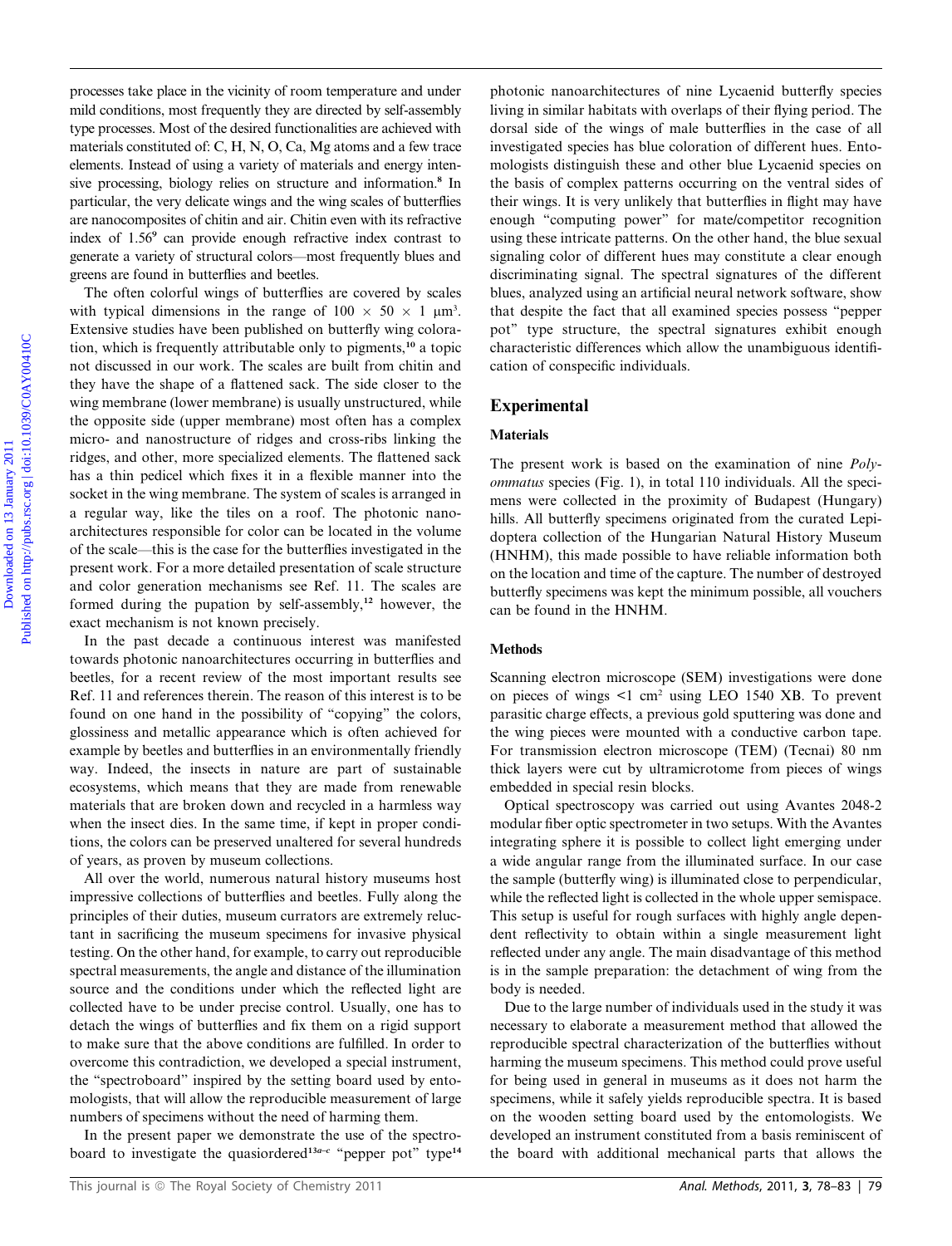processes take place in the vicinity of room temperature and under mild conditions, most frequently they are directed by self-assembly type processes. Most of the desired functionalities are achieved with materials constituted of: C, H, N, O, Ca, Mg atoms and a few trace elements. Instead of using a variety of materials and energy intensive processing, biology relies on structure and information.[8] In particular, the very delicate wings and the wing scales of butterflies are nanocomposites of chitin and air. Chitin even with its refractive index of 1.56[9] can provide enough refractive index contrast to generate a variety of structural colors—most frequently blues and greens are found in butterflies and beetles.

The often colorful wings of butterflies are covered by scales with typical dimensions in the range of $100 \times 50 \times 1$ μm$^3$. Extensive studies have been published on butterfly wing coloration, which is frequently attributable only to pigments,[10] a topic not discussed in our work. The scales are built from chitin and they have the shape of a flattened sack. The side closer to the wing membrane (lower membrane) is usually unstructured, while the opposite side (upper membrane) most often has a complex micro- and nanostructure of ridges and cross-ribs linking the ridges, and other, more specialized elements. The flattened sack has a thin pedicel which fixes it in a flexible manner into the socket in the wing membrane. The system of scales is arranged in a regular way, like the tiles on a roof. The photonic nanoarchitectures responsible for color can be located in the volume of the scale—this is the case for the butterflies investigated in the present work. For a more detailed presentation of scale structure and color generation mechanisms see Ref. 11. The scales are formed during the pupation by self-assembly,[12] however, the exact mechanism is not known precisely.

In the past decade a continuous interest was manifested towards photonic nanoarchitectures occurring in butterflies and beetles, for a recent review of the most important results see Ref. 11 and references therein. The reason of this interest is to be found on one hand in the possibility of "copying" the colors, glossiness and metallic appearance which is often achieved for example by beetles and butterflies in an environmentally friendly way. Indeed, the insects in nature are part of sustainable ecosystems, which means that they are made from renewable materials that are broken down and recycled in a harmless way when the insect dies. In the same time, if kept in proper conditions, the colors can be preserved unaltered for several hundreds of years, as proven by museum collections.

All over the world, numerous natural history museums host impressive collections of butterflies and beetles. Fully along the principles of their duties, museum curators are extremely reluctant in sacrificing the museum specimens for invasive physical testing. On the other hand, for example, to carry out reproducible spectral measurements, the angle and distance of the illumination source and the conditions under which the reflected light are collected have to be under precise control. Usually, one has to detach the wings of butterflies and fix them on a rigid support to make sure that the above conditions are fulfilled. In order to overcome this contradiction, we developed a special instrument, the "spectroboard" inspired by the setting board used by entomologists, that will allow the reproducible measurement of large numbers of specimens without the need of harming them.

In the present paper we demonstrate the use of the spectroboard to investigate the quasiordered[13a–c] "pepper pot" type[14] photonic nanoarchitectures of nine Lycaenid butterfly species living in similar habitats with overlaps of their flying period. The dorsal side of the wings of male butterflies in the case of all investigated species has blue coloration of different hues. Entomologists distinguish these and other blue Lycaenid species on the basis of complex patterns occurring on the ventral sides of their wings. It is very unlikely that butterflies in flight may have enough "computing power" for mate/competitor recognition using these intricate patterns. On the other hand, the blue sexual signaling color of different hues may constitute a clear enough discriminating signal. The spectral signatures of the different blues, analyzed using an artificial neural network software, show that despite the fact that all examined species possess "pepper pot" type structure, the spectral signatures exhibit enough characteristic differences which allow the unambiguous identification of conspecific individuals.

## Experimental

### Materials

The present work is based on the examination of nine *Polyommatus* species (Fig. 1), in total 110 individuals. All the specimens were collected in the proximity of Budapest (Hungary) hills. All butterfly specimens originated from the curated Lepidoptera collection of the Hungarian Natural History Museum (HNHM), this made possible to have reliable information both on the location and time of the capture. The number of destroyed butterfly specimens was kept the minimum possible, all vouchers can be found in the HNHM.

### Methods

Scanning electron microscope (SEM) investigations were done on pieces of wings <1 cm$^2$ using LEO 1540 XB. To prevent parasitic charge effects, a previous gold sputtering was done and the wing pieces were mounted with a conductive carbon tape. For transmission electron microscope (TEM) (Tecnai) 80 nm thick layers were cut by ultramicrotome from pieces of wings embedded in special resin blocks.

Optical spectroscopy was carried out using Avantes 2048-2 modular fiber optic spectrometer in two setups. With the Avantes integrating sphere it is possible to collect light emerging under a wide angular range from the illuminated surface. In our case the sample (butterfly wing) is illuminated close to perpendicular, while the reflected light is collected in the whole upper semispace. This setup is useful for rough surfaces with highly angle dependent reflectivity to obtain within a single measurement light reflected under any angle. The main disadvantage of this method is in the sample preparation: the detachment of wing from the body is needed.

Due to the large number of individuals used in the study it was necessary to elaborate a measurement method that allowed the reproducible spectral characterization of the butterflies without harming the museum specimens. This method could prove useful for being used in general in museums as it does not harm the specimens, while it safely yields reproducible spectra. It is based on the wooden setting board used by the entomologists. We developed an instrument constituted from a basis reminiscent of the board with additional mechanical parts that allows the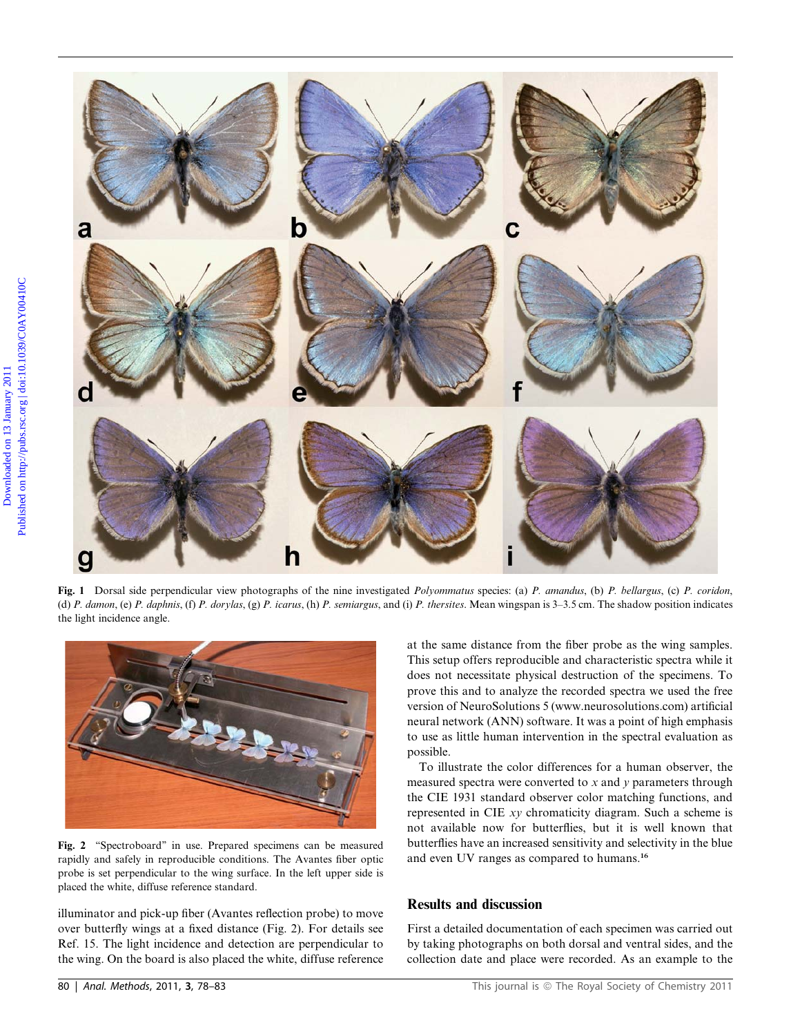Fig. 1 Dorsal side perpendicular view photographs of the nine investigated *Polyommatus* species: (a) *P. amandus*, (b) *P. bellargus*, (c) *P. coridon*, (d) *P. damon*, (e) *P. daphnis*, (f) *P. dorylas*, (g) *P. icarus*, (h) *P. semiargus*, and (i) *P. thersites*. Mean wingspan is 3–3.5 cm. The shadow position indicates the light incidence angle.

Fig. 2 "Spectroboard" in use. Prepared specimens can be measured rapidly and safely in reproducible conditions. The Avantes fiber optic probe is set perpendicular to the wing surface. In the left upper side is placed the white, diffuse reference standard.

illuminator and pick-up fiber (Avantes reflection probe) to move over butterfly wings at a fixed distance (Fig. 2). For details see Ref. 15. The light incidence and detection are perpendicular to the wing. On the board is also placed the white, diffuse reference at the same distance from the fiber probe as the wing samples. This setup offers reproducible and characteristic spectra while it does not necessitate physical destruction of the specimens. To prove this and to analyze the recorded spectra we used the free version of NeuroSolutions 5 (www.neurosolutions.com) artificial neural network (ANN) software. It was a point of high emphasis to use as little human intervention in the spectral evaluation as possible.

To illustrate the color differences for a human observer, the measured spectra were converted to $x$ and $y$ parameters through the CIE 1931 standard observer color matching functions, and represented in CIE $xy$ chromaticity diagram. Such a scheme is not available now for butterflies, but it is well known that butterflies have an increased sensitivity and selectivity in the blue and even UV ranges as compared to humans.[16]

## Results and discussion

First a detailed documentation of each specimen was carried out by taking photographs on both dorsal and ventral sides, and the collection date and place were recorded. As an example to the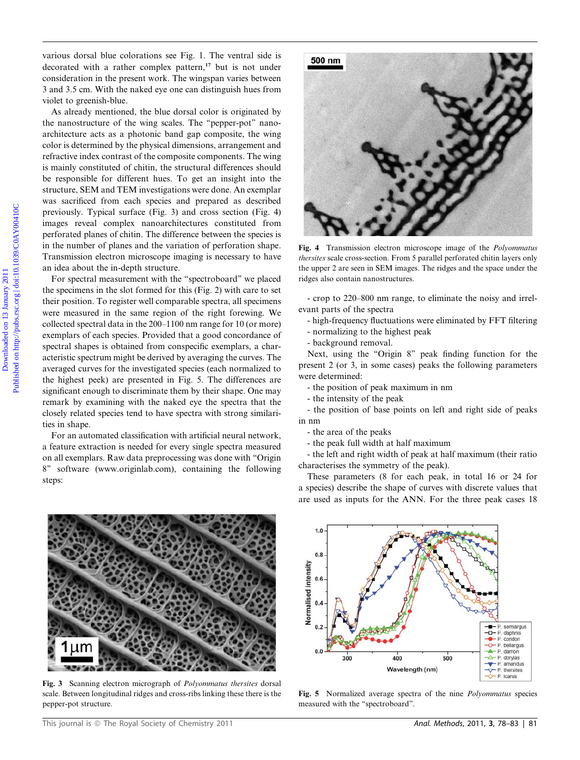various dorsal blue colorations see Fig. 1. The ventral side is decorated with a rather complex pattern,[17] but is not under consideration in the present work. The wingspan varies between 3 and 3.5 cm. With the naked eye one can distinguish hues from violet to greenish-blue.

As already mentioned, the blue dorsal color is originated by the nanostructure of the wing scales. The "pepper-pot" nanoarchitecture acts as a photonic band gap composite, the wing color is determined by the physical dimensions, arrangement and refractive index contrast of the composite components. The wing is mainly constituted of chitin, the structural differences should be responsible for different hues. To get an insight into the structure, SEM and TEM investigations were done. An exemplar was sacrificed from each species and prepared as described previously. Typical surface (Fig. 3) and cross section (Fig. 4) images reveal complex nanoarchitectures constituted from perforated planes of chitin. The difference between the species is in the number of planes and the variation of perforation shape. Transmission electron microscope imaging is necessary to have an idea about the in-depth structure.

For spectral measurement with the "spectroboard" we placed the specimens in the slot formed for this (Fig. 2) with care to set their position. To register well comparable spectra, all specimens were measured in the same region of the right forewing. We collected spectral data in the 200–1100 nm range for 10 (or more) exemplars of each species. Provided that a good concordance of spectral shapes is obtained from conspecific exemplars, a characteristic spectrum might be derived by averaging the curves. The averaged curves for the investigated species (each normalized to the highest peek) are presented in Fig. 5. The differences are significant enough to discriminate them by their shape. One may remark by examining with the naked eye the spectra that the closely related species tend to have spectra with strong similarities in shape.

For an automated classification with artificial neural network, a feature extraction is needed for every single spectra measured on all exemplars. Raw data preprocessing was done with "Origin 8" software (www.originlab.com), containing the following steps:

- crop to 220–800 nm range, to eliminate the noisy and irrelevant parts of the spectra
- high-frequency fluctuations were eliminated by FFT filtering
- normalizing to the highest peak
- background removal.

Next, using the "Origin 8" peak finding function for the present 2 (or 3, in some cases) peaks the following parameters were determined:

- the position of peak maximum in nm
- the intensity of the peak
- the position of base points on left and right side of peaks in nm
- the area of the peaks
- the peak full width at half maximum
- the left and right width of peak at half maximum (their ratio characterises the symmetry of the peak).

These parameters (8 for each peak, in total 16 or 24 for a species) describe the shape of curves with discrete values that are used as inputs for the ANN. For the three peak cases 18

Fig. 4 Transmission electron microscope image of the *Polyommatus thersites* scale cross-section. From 5 parallel perforated chitin layers only the upper 2 are seen in SEM images. The ridges and the space under the ridges also contain nanostructures.

Fig. 3 Scanning electron micrograph of *Polyommatus thersites* dorsal scale. Between longitudinal ridges and cross-ribs linking these there is the pepper-pot structure.

Fig. 5 Normalized average spectra of the nine *Polyommatus* species measured with the "spectroboard".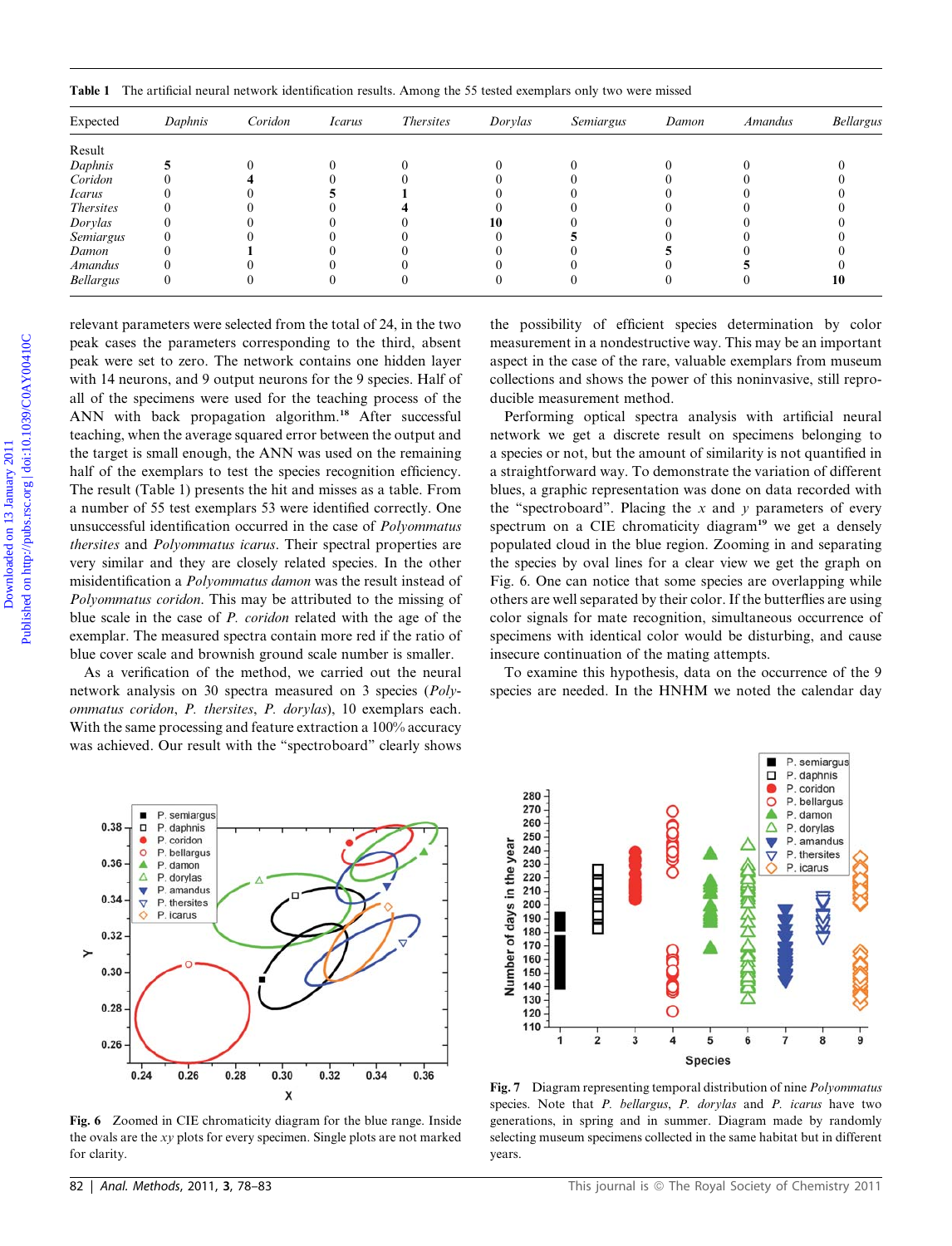**Table 1** The artificial neural network identification results. Among the 55 tested exemplars only two were missed

| Expected | *Daphnis* | *Coridon* | *Icarus* | *Thersites* | *Dorylas* | *Semiargus* | *Damon* | *Amandus* | *Bellargus* |
|---|---|---|---|---|---|---|---|---|---|
| Result | | | | | | | | | |
| *Daphnis* | **5** | 0 | 0 | 0 | 0 | 0 | 0 | 0 | 0 |
| *Coridon* | 0 | **4** | 0 | 0 | 0 | 0 | 0 | 0 | 0 |
| *Icarus* | 0 | 0 | **5** | **1** | 0 | 0 | 0 | 0 | 0 |
| *Thersites* | 0 | 0 | 0 | **4** | 0 | 0 | 0 | 0 | 0 |
| *Dorylas* | 0 | 0 | 0 | 0 | **10** | 0 | 0 | 0 | 0 |
| *Semiargus* | 0 | 0 | 0 | 0 | 0 | **5** | 0 | 0 | 0 |
| *Damon* | 0 | **1** | 0 | 0 | 0 | 0 | **5** | 0 | 0 |
| *Amandus* | 0 | 0 | 0 | 0 | 0 | 0 | 0 | **5** | 0 |
| *Bellargus* | 0 | 0 | 0 | 0 | 0 | 0 | 0 | 0 | **10** |

relevant parameters were selected from the total of 24, in the two peak cases the parameters corresponding to the third, absent peak were set to zero. The network contains one hidden layer with 14 neurons, and 9 output neurons for the 9 species. Half of all of the specimens were used for the teaching process of the ANN with back propagation algorithm.[18] After successful teaching, when the average squared error between the output and the target is small enough, the ANN was used on the remaining half of the exemplars to test the species recognition efficiency. The result (Table 1) presents the hit and misses as a table. From a number of 55 test exemplars 53 were identified correctly. One unsuccessful identification occurred in the case of *Polyommatus thersites* and *Polyommatus icarus*. Their spectral properties are very similar and they are closely related species. In the other misidentification a *Polyommatus damon* was the result instead of *Polyommatus coridon*. This may be attributed to the missing of blue scale in the case of *P. coridon* related with the age of the exemplar. The measured spectra contain more red if the ratio of blue cover scale and brownish ground scale number is smaller.

As a verification of the method, we carried out the neural network analysis on 30 spectra measured on 3 species (*Polyommatus coridon*, *P. thersites*, *P. dorylas*), 10 exemplars each. With the same processing and feature extraction a 100% accuracy was achieved. Our result with the "spectroboard" clearly shows the possibility of efficient species determination by color measurement in a nondestructive way. This may be an important aspect in the case of the rare, valuable exemplars from museum collections and shows the power of this noninvasive, still reproducible measurement method.

Performing optical spectra analysis with artificial neural network we get a discrete result on specimens belonging to a species or not, but the amount of similarity is not quantified in a straightforward way. To demonstrate the variation of different blues, a graphic representation was done on data recorded with the "spectroboard". Placing the $x$ and $y$ parameters of every spectrum on a CIE chromaticity diagram[19] we get a densely populated cloud in the blue region. Zooming in and separating the species by oval lines for a clear view we get the graph on Fig. 6. One can notice that some species are overlapping while others are well separated by their color. If the butterflies are using color signals for mate recognition, simultaneous occurrence of specimens with identical color would be disturbing, and cause insecure continuation of the mating attempts.

To examine this hypothesis, data on the occurrence of the 9 species are needed. In the HNHM we noted the calendar day

**Fig. 6** Zoomed in CIE chromaticity diagram for the blue range. Inside the ovals are the $xy$ plots for every specimen. Single plots are not marked for clarity.

**Fig. 7** Diagram representing temporal distribution of nine *Polyommatus* species. Note that *P. bellargus*, *P. dorylas* and *P. icarus* have two generations, in spring and in summer. Diagram made by randomly selecting museum specimens collected in the same habitat but in different years.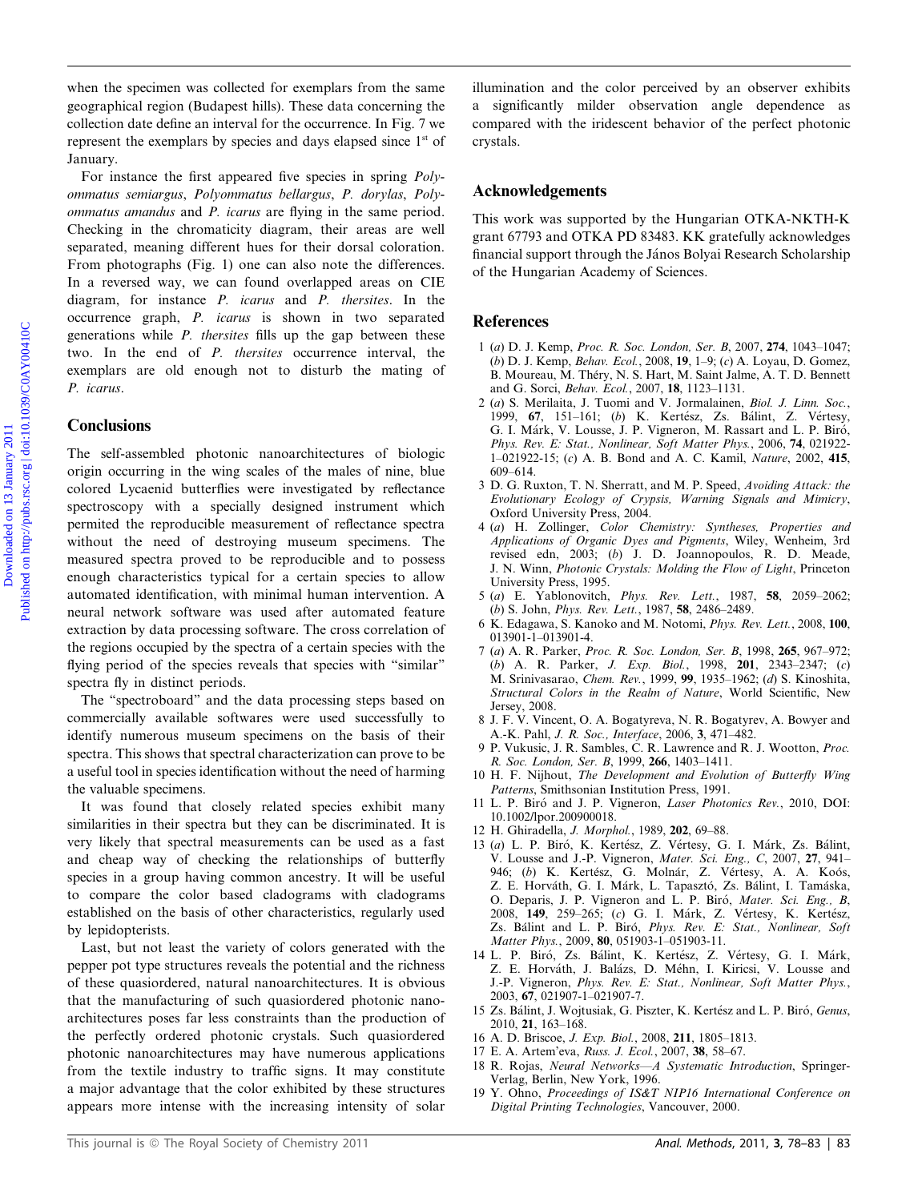when the specimen was collected for exemplars from the same geographical region (Budapest hills). These data concerning the collection date define an interval for the occurrence. In Fig. 7 we represent the exemplars by species and days elapsed since 1st of January.

For instance the first appeared five species in spring *Polyommatus semiargus*, *Polyommatus bellargus*, *P. dorylas*, *Polyommatus amandus* and *P. icarus* are flying in the same period. Checking in the chromaticity diagram, their areas are well separated, meaning different hues for their dorsal coloration. From photographs (Fig. 1) one can also note the differences. In a reversed way, we can found overlapped areas on CIE diagram, for instance *P. icarus* and *P. thersites*. In the occurrence graph, *P. icarus* is shown in two separated generations while *P. thersites* fills up the gap between these two. In the end of *P. thersites* occurrence interval, the exemplars are old enough not to disturb the mating of *P. icarus*.

## Conclusions

The self-assembled photonic nanoarchitectures of biologic origin occurring in the wing scales of the males of nine, blue colored Lycaenid butterflies were investigated by reflectance spectroscopy with a specially designed instrument which permited the reproducible measurement of reflectance spectra without the need of destroying museum specimens. The measured spectra proved to be reproducible and to possess enough characteristics typical for a certain species to allow automated identification, with minimal human intervention. A neural network software was used after automated feature extraction by data processing software. The cross correlation of the regions occupied by the spectra of a certain species with the flying period of the species reveals that species with "similar" spectra fly in distinct periods.

The "spectroboard" and the data processing steps based on commercially available softwares were used successfully to identify numerous museum specimens on the basis of their spectra. This shows that spectral characterization can prove to be a useful tool in species identification without the need of harming the valuable specimens.

It was found that closely related species exhibit many similarities in their spectra but they can be discriminated. It is very likely that spectral measurements can be used as a fast and cheap way of checking the relationships of butterfly species in a group having common ancestry. It will be useful to compare the color based cladograms with cladograms established on the basis of other characteristics, regularly used by lepidopterists.

Last, but not least the variety of colors generated with the pepper pot type structures reveals the potential and the richness of these quasiordered, natural nanoarchitectures. It is obvious that the manufacturing of such quasiordered photonic nanoarchitectures poses far less constraints than the production of the perfectly ordered photonic crystals. Such quasiordered photonic nanoarchitectures may have numerous applications from the textile industry to traffic signs. It may constitute a major advantage that the color exhibited by these structures appears more intense with the increasing intensity of solar illumination and the color perceived by an observer exhibits a significantly milder observation angle dependence as compared with the iridescent behavior of the perfect photonic crystals.

## Acknowledgements

This work was supported by the Hungarian OTKA-NKTH-K grant 67793 and OTKA PD 83483. KK gratefully acknowledges financial support through the János Bolyai Research Scholarship of the Hungarian Academy of Sciences.

## References

1 (*a*) D. J. Kemp, *Proc. R. Soc. London, Ser. B*, 2007, **274**, 1043–1047; (*b*) D. J. Kemp, *Behav. Ecol.*, 2008, **19**, 1–9; (*c*) A. Loyau, D. Gomez, B. Moureau, M. Théry, N. S. Hart, M. Saint Jalme, A. T. D. Bennett and G. Sorci, *Behav. Ecol.*, 2007, **18**, 1123–1131.

2 (*a*) S. Merilaita, J. Tuomi and V. Jormalainen, *Biol. J. Linn. Soc.*, 1999, **67**, 151–161; (*b*) K. Kertész, Zs. Bálint, Z. Vértesy, G. I. Márk, V. Lousse, J. P. Vigneron, M. Rassart and L. P. Biró, *Phys. Rev. E: Stat., Nonlinear, Soft Matter Phys.*, 2006, **74**, 021922-1–021922-15; (*c*) A. B. Bond and A. C. Kamil, *Nature*, 2002, **415**, 609–614.

3 D. G. Ruxton, T. N. Sherratt, and M. P. Speed, *Avoiding Attack: the Evolutionary Ecology of Crypsis, Warning Signals and Mimicry*, Oxford University Press, 2004.

4 (*a*) H. Zollinger, *Color Chemistry: Syntheses, Properties and Applications of Organic Dyes and Pigments*, Wiley, Wenheim, 3rd revised edn, 2003; (*b*) J. D. Joannopoulos, R. D. Meade, J. N. Winn, *Photonic Crystals: Molding the Flow of Light*, Princeton University Press, 1995.

5 (*a*) E. Yablonovitch, *Phys. Rev. Lett.*, 1987, **58**, 2059–2062; (*b*) S. John, *Phys. Rev. Lett.*, 1987, **58**, 2486–2489.

6 K. Edagawa, S. Kanoko and M. Notomi, *Phys. Rev. Lett.*, 2008, **100**, 013901-1–013901-4.

7 (*a*) A. R. Parker, *Proc. R. Soc. London, Ser. B*, 1998, **265**, 967–972; (*b*) A. R. Parker, *J. Exp. Biol.*, 1998, **201**, 2343–2347; (*c*) M. Srinivasarao, *Chem. Rev.*, 1999, **99**, 1935–1962; (*d*) S. Kinoshita, *Structural Colors in the Realm of Nature*, World Scientific, New Jersey, 2008.

8 J. F. V. Vincent, O. A. Bogatyreva, N. R. Bogatyrev, A. Bowyer and A.-K. Pahl, *J. R. Soc., Interface*, 2006, **3**, 471–482.

9 P. Vukusic, J. R. Sambles, C. R. Lawrence and R. J. Wootton, *Proc. R. Soc. London, Ser. B*, 1999, **266**, 1403–1411.

10 H. F. Nijhout, *The Development and Evolution of Butterfly Wing Patterns*, Smithsonian Institution Press, 1991.

11 L. P. Biró and J. P. Vigneron, *Laser Photonics Rev.*, 2010, DOI: 10.1002/lpor.200900018.

12 H. Ghiradella, *J. Morphol.*, 1989, **202**, 69–88.

13 (*a*) L. P. Biró, K. Kertész, Z. Vértesy, G. I. Márk, Zs. Bálint, V. Lousse and J.-P. Vigneron, *Mater. Sci. Eng., C*, 2007, **27**, 941–946; (*b*) K. Kertész, G. Molnár, Z. Vértesy, A. A. Koós, Z. E. Horváth, G. I. Márk, L. Tapasztó, Zs. Bálint, I. Tamáska, O. Deparis, J. P. Vigneron and L. P. Biró, *Mater. Sci. Eng., B*, 2008, **149**, 259–265; (*c*) G. I. Márk, Z. Vértesy, K. Kertész, Zs. Bálint and L. P. Biró, *Phys. Rev. E: Stat., Nonlinear, Soft Matter Phys.*, 2009, **80**, 051903-1–051903-11.

14 L. P. Biró, Zs. Bálint, K. Kertész, Z. Vértesy, G. I. Márk, Z. E. Horváth, J. Balázs, D. Méhn, I. Kiricsi, V. Lousse and J.-P. Vigneron, *Phys. Rev. E: Stat., Nonlinear, Soft Matter Phys.*, 2003, **67**, 021907-1–021907-7.

15 Zs. Bálint, J. Wojtusiak, G. Piszter, K. Kertész and L. P. Biró, *Genus*, 2010, **21**, 163–168.

16 A. D. Briscoe, *J. Exp. Biol.*, 2008, **211**, 1805–1813.

17 E. A. Artem'eva, *Russ. J. Ecol.*, 2007, **38**, 58–67.

18 R. Rojas, *Neural Networks—A Systematic Introduction*, Springer-Verlag, Berlin, New York, 1996.

19 Y. Ohno, *Proceedings of IS&T NIP16 International Conference on Digital Printing Technologies*, Vancouver, 2000.